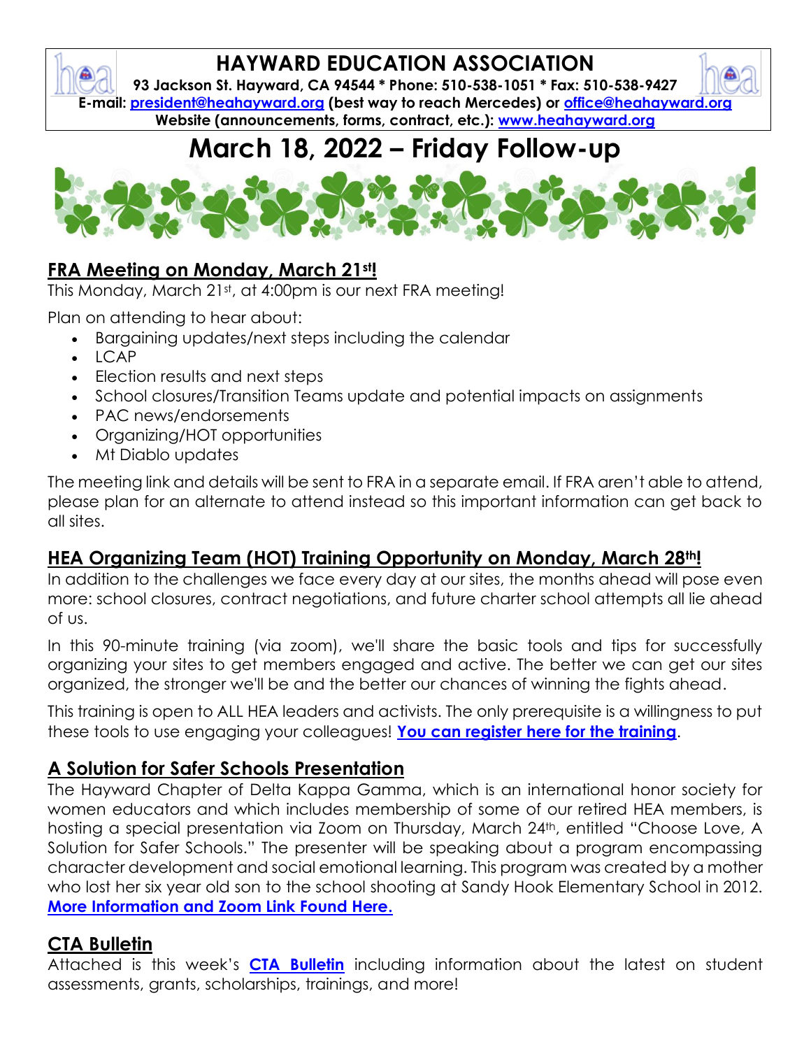# HAYWARD EDUCATION ASSOCIATION

**93 Jackson St. Hayward, CA 94544 * Phone: 510-538-1051 * Fax: 510-538-9427**
**E-mail: president@heahayward.org (best way to reach Mercedes) or office@heahayward.org**
**Website (announcements, forms, contract, etc.): www.heahayward.org**

# March 18, 2022 – Friday Follow-up

## FRA Meeting on Monday, March 21st!

This Monday, March 21st, at 4:00pm is our next FRA meeting!

Plan on attending to hear about:

- Bargaining updates/next steps including the calendar
- LCAP
- Election results and next steps
- School closures/Transition Teams update and potential impacts on assignments
- PAC news/endorsements
- Organizing/HOT opportunities
- Mt Diablo updates

The meeting link and details will be sent to FRA in a separate email. If FRA aren't able to attend, please plan for an alternate to attend instead so this important information can get back to all sites.

## HEA Organizing Team (HOT) Training Opportunity on Monday, March 28th!

In addition to the challenges we face every day at our sites, the months ahead will pose even more: school closures, contract negotiations, and future charter school attempts all lie ahead of us.

In this 90-minute training (via zoom), we'll share the basic tools and tips for successfully organizing your sites to get members engaged and active. The better we can get our sites organized, the stronger we'll be and the better our chances of winning the fights ahead.

This training is open to ALL HEA leaders and activists. The only prerequisite is a willingness to put these tools to use engaging your colleagues! **You can register here for the training**.

## A Solution for Safer Schools Presentation

The Hayward Chapter of Delta Kappa Gamma, which is an international honor society for women educators and which includes membership of some of our retired HEA members, is hosting a special presentation via Zoom on Thursday, March 24th, entitled "Choose Love, A Solution for Safer Schools." The presenter will be speaking about a program encompassing character development and social emotional learning. This program was created by a mother who lost her six year old son to the school shooting at Sandy Hook Elementary School in 2012. **More Information and Zoom Link Found Here.**

## CTA Bulletin

Attached is this week's **CTA Bulletin** including information about the latest on student assessments, grants, scholarships, trainings, and more!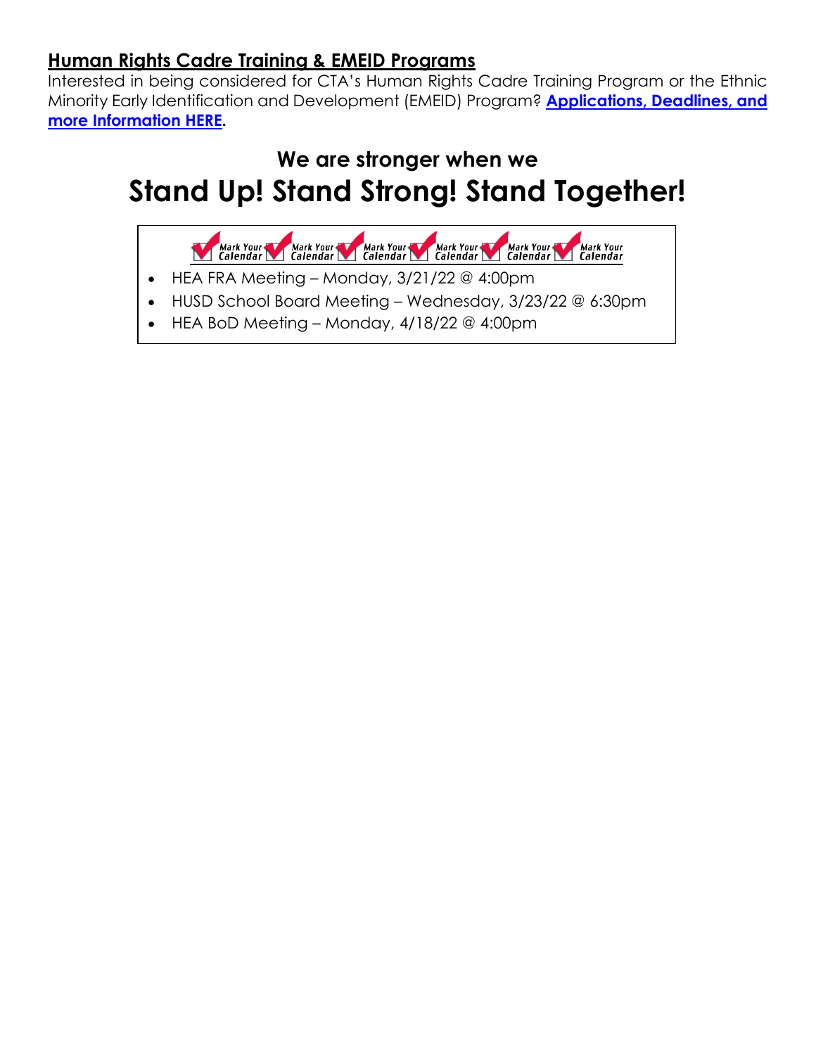## Human Rights Cadre Training & EMEID Programs

Interested in being considered for CTA's Human Rights Cadre Training Program or the Ethnic Minority Early Identification and Development (EMEID) Program? **Applications, Deadlines, and more Information HERE.**

### We are stronger when we

# Stand Up! Stand Strong! Stand Together!

Mark Your Calendar

- HEA FRA Meeting – Monday, 3/21/22 @ 4:00pm
- HUSD School Board Meeting – Wednesday, 3/23/22 @ 6:30pm
- HEA BoD Meeting – Monday, 4/18/22 @ 4:00pm